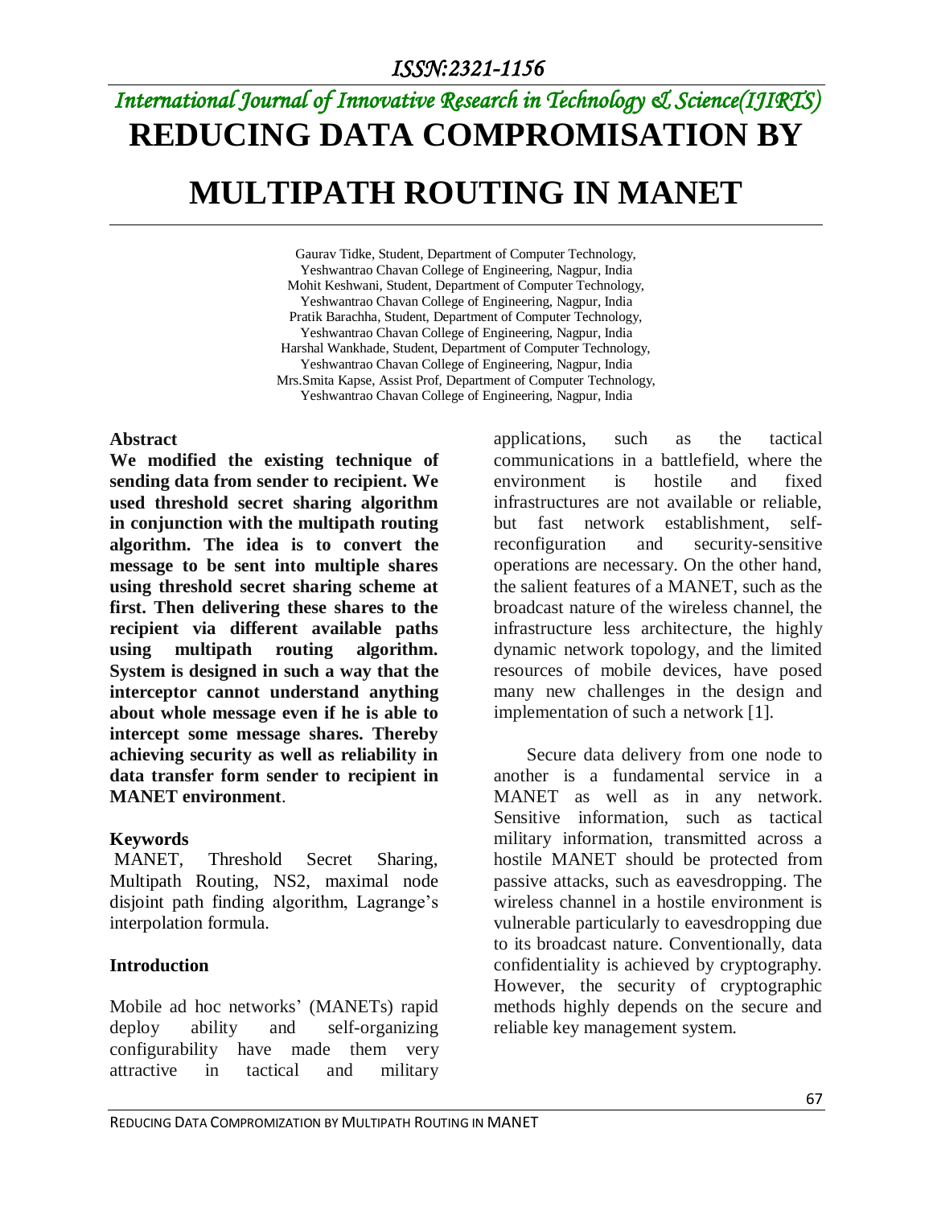# REDUCING DATA COMPROMISATION BY MULTIPATH ROUTING IN MANET

Gaurav Tidke, Student, Department of Computer Technology, Yeshwantrao Chavan College of Engineering, Nagpur, India
Mohit Keshwani, Student, Department of Computer Technology, Yeshwantrao Chavan College of Engineering, Nagpur, India
Pratik Barachha, Student, Department of Computer Technology, Yeshwantrao Chavan College of Engineering, Nagpur, India
Harshal Wankhade, Student, Department of Computer Technology, Yeshwantrao Chavan College of Engineering, Nagpur, India
Mrs.Smita Kapse, Assist Prof, Department of Computer Technology, Yeshwantrao Chavan College of Engineering, Nagpur, India

## Abstract

**We modified the existing technique of sending data from sender to recipient. We used threshold secret sharing algorithm in conjunction with the multipath routing algorithm. The idea is to convert the message to be sent into multiple shares using threshold secret sharing scheme at first. Then delivering these shares to the recipient via different available paths using multipath routing algorithm. System is designed in such a way that the interceptor cannot understand anything about whole message even if he is able to intercept some message shares. Thereby achieving security as well as reliability in data transfer form sender to recipient in MANET environment**.

## Keywords

MANET, Threshold Secret Sharing, Multipath Routing, NS2, maximal node disjoint path finding algorithm, Lagrange's interpolation formula.

## Introduction

Mobile ad hoc networks' (MANETs) rapid deploy ability and self-organizing configurability have made them very attractive in tactical and military applications, such as the tactical communications in a battlefield, where the environment is hostile and fixed infrastructures are not available or reliable, but fast network establishment, self-reconfiguration and security-sensitive operations are necessary. On the other hand, the salient features of a MANET, such as the broadcast nature of the wireless channel, the infrastructure less architecture, the highly dynamic network topology, and the limited resources of mobile devices, have posed many new challenges in the design and implementation of such a network [1].

Secure data delivery from one node to another is a fundamental service in a MANET as well as in any network. Sensitive information, such as tactical military information, transmitted across a hostile MANET should be protected from passive attacks, such as eavesdropping. The wireless channel in a hostile environment is vulnerable particularly to eavesdropping due to its broadcast nature. Conventionally, data confidentiality is achieved by cryptography. However, the security of cryptographic methods highly depends on the secure and reliable key management system.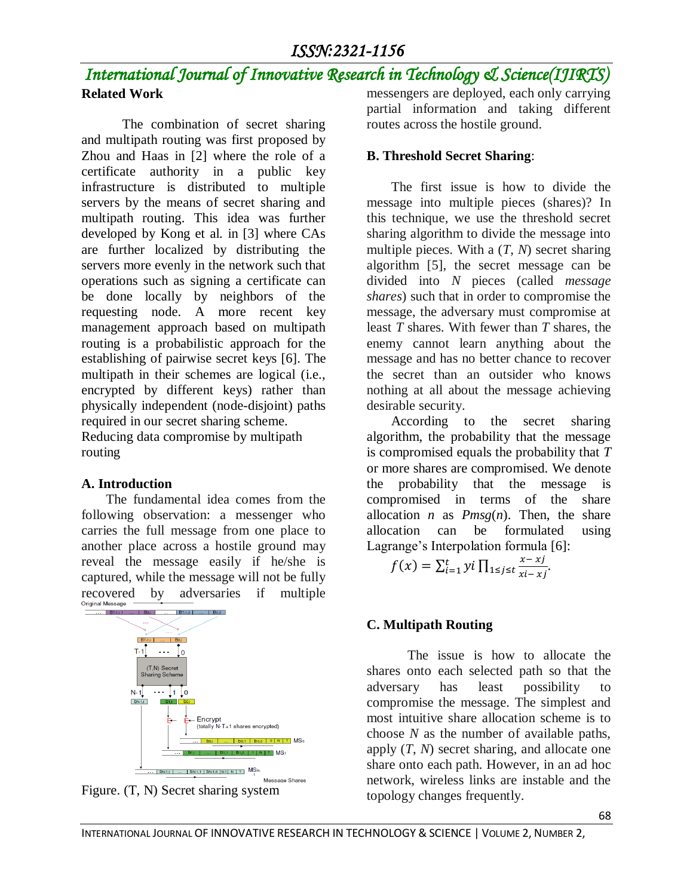**Related Work**

The combination of secret sharing and multipath routing was first proposed by Zhou and Haas in [2] where the role of a certificate authority in a public key infrastructure is distributed to multiple servers by the means of secret sharing and multipath routing. This idea was further developed by Kong et al. in [3] where CAs are further localized by distributing the servers more evenly in the network such that operations such as signing a certificate can be done locally by neighbors of the requesting node. A more recent key management approach based on multipath routing is a probabilistic approach for the establishing of pairwise secret keys [6]. The multipath in their schemes are logical (i.e., encrypted by different keys) rather than physically independent (node-disjoint) paths required in our secret sharing scheme.

Reducing data compromise by multipath routing

**A. Introduction**

The fundamental idea comes from the following observation: a messenger who carries the full message from one place to another place across a hostile ground may reveal the message easily if he/she is captured, while the message will not be fully recovered by adversaries if multiple messengers are deployed, each only carrying partial information and taking different routes across the hostile ground.

Figure. (T, N) Secret sharing system

**B. Threshold Secret Sharing**:

The first issue is how to divide the message into multiple pieces (shares)? In this technique, we use the threshold secret sharing algorithm to divide the message into multiple pieces. With a ($T$, $N$) secret sharing algorithm [5], the secret message can be divided into $N$ pieces (called *message shares*) such that in order to compromise the message, the adversary must compromise at least $T$ shares. With fewer than $T$ shares, the enemy cannot learn anything about the message and has no better chance to recover the secret than an outsider who knows nothing at all about the message achieving desirable security.

According to the secret sharing algorithm, the probability that the message is compromised equals the probability that $T$ or more shares are compromised. We denote the probability that the message is compromised in terms of the share allocation $n$ as $Pmsg(n)$. Then, the share allocation can be formulated using Lagrange's Interpolation formula [6]:

$$f(x) = \sum_{i=1}^{t} yi \prod_{1 \le j \le t} \frac{x - xj}{xi - xj}.$$

**C. Multipath Routing**

The issue is how to allocate the shares onto each selected path so that the adversary has least possibility to compromise the message. The simplest and most intuitive share allocation scheme is to choose $N$ as the number of available paths, apply ($T$, $N$) secret sharing, and allocate one share onto each path. However, in an ad hoc network, wireless links are instable and the topology changes frequently.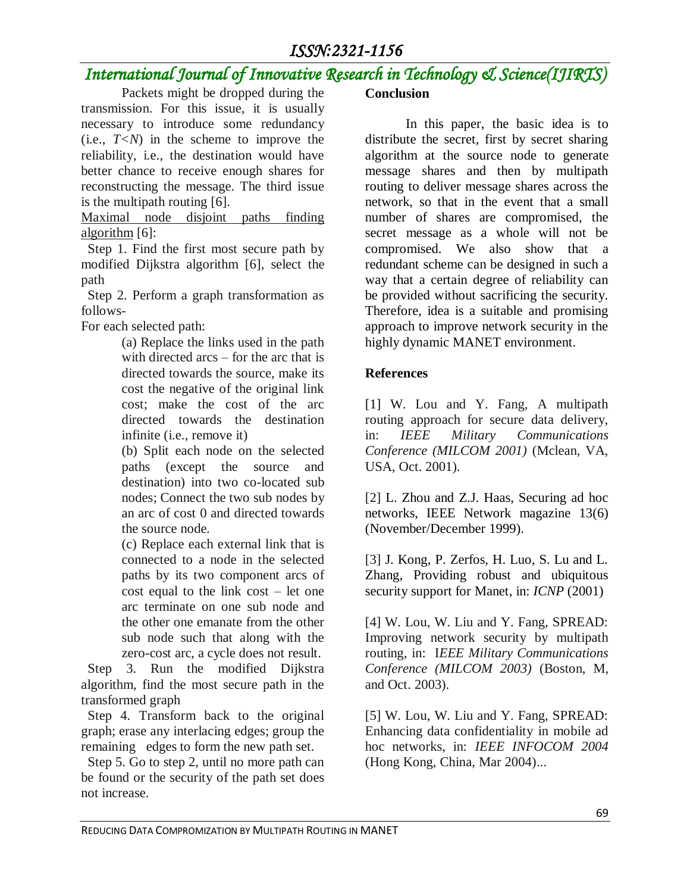Packets might be dropped during the transmission. For this issue, it is usually necessary to introduce some redundancy (i.e., $T<N$) in the scheme to improve the reliability, i.e., the destination would have better chance to receive enough shares for reconstructing the message. The third issue is the multipath routing [6].

Maximal node disjoint paths finding algorithm [6]:

Step 1. Find the first most secure path by modified Dijkstra algorithm [6], select the path

Step 2. Perform a graph transformation as follows-

For each selected path:

(a) Replace the links used in the path with directed arcs – for the arc that is directed towards the source, make its cost the negative of the original link cost; make the cost of the arc directed towards the destination infinite (i.e., remove it)

(b) Split each node on the selected paths (except the source and destination) into two co-located sub nodes; Connect the two sub nodes by an arc of cost 0 and directed towards the source node.

(c) Replace each external link that is connected to a node in the selected paths by its two component arcs of cost equal to the link cost – let one arc terminate on one sub node and the other one emanate from the other sub node such that along with the zero-cost arc, a cycle does not result.

Step 3. Run the modified Dijkstra algorithm, find the most secure path in the transformed graph

Step 4. Transform back to the original graph; erase any interlacing edges; group the remaining edges to form the new path set.

Step 5. Go to step 2, until no more path can be found or the security of the path set does not increase.

## Conclusion

In this paper, the basic idea is to distribute the secret, first by secret sharing algorithm at the source node to generate message shares and then by multipath routing to deliver message shares across the network, so that in the event that a small number of shares are compromised, the secret message as a whole will not be compromised. We also show that a redundant scheme can be designed in such a way that a certain degree of reliability can be provided without sacrificing the security. Therefore, idea is a suitable and promising approach to improve network security in the highly dynamic MANET environment.

## References

[1] W. Lou and Y. Fang, A multipath routing approach for secure data delivery, in: *IEEE Military Communications Conference (MILCOM 2001)* (Mclean, VA, USA, Oct. 2001).

[2] L. Zhou and Z.J. Haas, Securing ad hoc networks, IEEE Network magazine 13(6) (November/December 1999).

[3] J. Kong, P. Zerfos, H. Luo, S. Lu and L. Zhang, Providing robust and ubiquitous security support for Manet, in: *ICNP* (2001)

[4] W. Lou, W. Liu and Y. Fang, SPREAD: Improving network security by multipath routing, in: I*EEE Military Communications Conference (MILCOM 2003)* (Boston, M, and Oct. 2003).

[5] W. Lou, W. Liu and Y. Fang, SPREAD: Enhancing data confidentiality in mobile ad hoc networks, in: *IEEE INFOCOM 2004* (Hong Kong, China, Mar 2004)...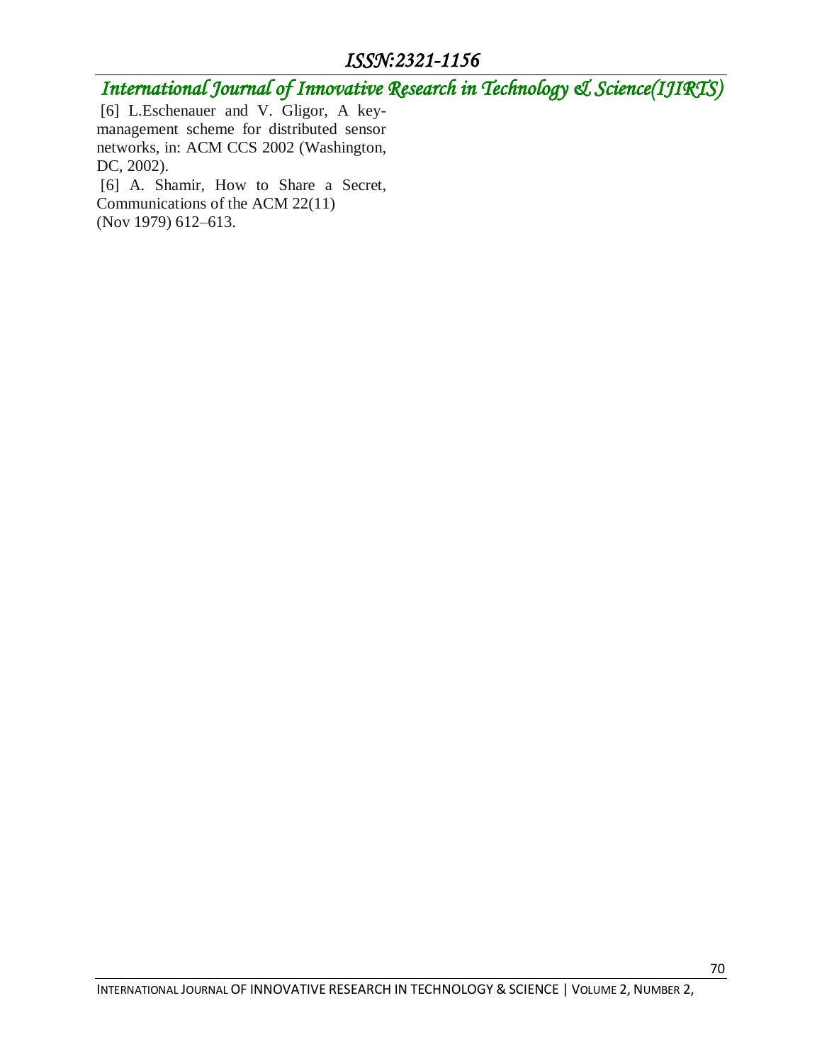[6] L.Eschenauer and V. Gligor, A key-management scheme for distributed sensor networks, in: ACM CCS 2002 (Washington, DC, 2002).

[6] A. Shamir, How to Share a Secret, Communications of the ACM 22(11) (Nov 1979) 612–613.